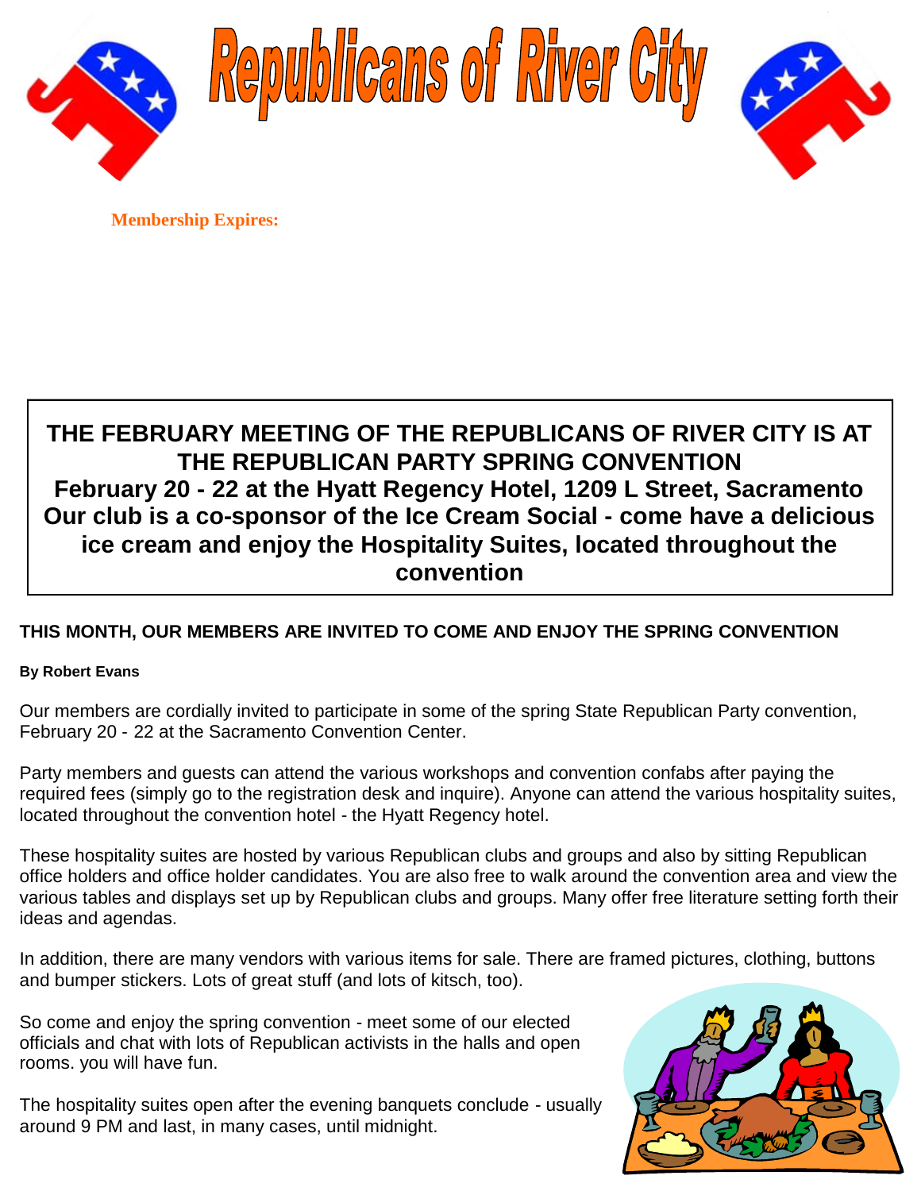# Republicans of River City

**Membership Expires:**

**THE FEBRUARY MEETING OF THE REPUBLICANS OF RIVER CITY IS AT THE REPUBLICAN PARTY SPRING CONVENTION**
**February 20 - 22 at the Hyatt Regency Hotel, 1209 L Street, Sacramento**
**Our club is a co-sponsor of the Ice Cream Social - come have a delicious ice cream and enjoy the Hospitality Suites, located throughout the convention**

## THIS MONTH, OUR MEMBERS ARE INVITED TO COME AND ENJOY THE SPRING CONVENTION

**By Robert Evans**

Our members are cordially invited to participate in some of the spring State Republican Party convention, February 20 - 22 at the Sacramento Convention Center.

Party members and guests can attend the various workshops and convention confabs after paying the required fees (simply go to the registration desk and inquire). Anyone can attend the various hospitality suites, located throughout the convention hotel - the Hyatt Regency hotel.

These hospitality suites are hosted by various Republican clubs and groups and also by sitting Republican office holders and office holder candidates. You are also free to walk around the convention area and view the various tables and displays set up by Republican clubs and groups. Many offer free literature setting forth their ideas and agendas.

In addition, there are many vendors with various items for sale. There are framed pictures, clothing, buttons and bumper stickers. Lots of great stuff (and lots of kitsch, too).

So come and enjoy the spring convention - meet some of our elected officials and chat with lots of Republican activists in the halls and open rooms. you will have fun.

The hospitality suites open after the evening banquets conclude - usually around 9 PM and last, in many cases, until midnight.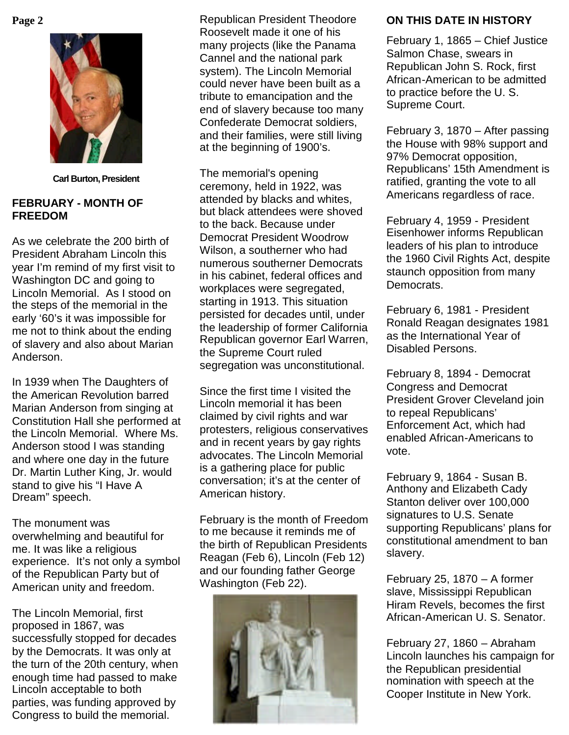Carl Burton, President

## FEBRUARY - MONTH OF FREEDOM

As we celebrate the 200 birth of President Abraham Lincoln this year I'm remind of my first visit to Washington DC and going to Lincoln Memorial. As I stood on the steps of the memorial in the early '60's it was impossible for me not to think about the ending of slavery and also about Marian Anderson.

In 1939 when The Daughters of the American Revolution barred Marian Anderson from singing at Constitution Hall she performed at the Lincoln Memorial. Where Ms. Anderson stood I was standing and where one day in the future Dr. Martin Luther King, Jr. would stand to give his "I Have A Dream" speech.

The monument was overwhelming and beautiful for me. It was like a religious experience. It's not only a symbol of the Republican Party but of American unity and freedom.

The Lincoln Memorial, first proposed in 1867, was successfully stopped for decades by the Democrats. It was only at the turn of the 20th century, when enough time had passed to make Lincoln acceptable to both parties, was funding approved by Congress to build the memorial. Republican President Theodore Roosevelt made it one of his many projects (like the Panama Cannel and the national park system). The Lincoln Memorial could never have been built as a tribute to emancipation and the end of slavery because too many Confederate Democrat soldiers, and their families, were still living at the beginning of 1900's.

The memorial's opening ceremony, held in 1922, was attended by blacks and whites, but black attendees were shoved to the back. Because under Democrat President Woodrow Wilson, a southerner who had numerous southerner Democrats in his cabinet, federal offices and workplaces were segregated, starting in 1913. This situation persisted for decades until, under the leadership of former California Republican governor Earl Warren, the Supreme Court ruled segregation was unconstitutional.

Since the first time I visited the Lincoln memorial it has been claimed by civil rights and war protesters, religious conservatives and in recent years by gay rights advocates. The Lincoln Memorial is a gathering place for public conversation; it's at the center of American history.

February is the month of Freedom to me because it reminds me of the birth of Republican Presidents Reagan (Feb 6), Lincoln (Feb 12) and our founding father George Washington (Feb 22).

## ON THIS DATE IN HISTORY

February 1, 1865 – Chief Justice Salmon Chase, swears in Republican John S. Rock, first African-American to be admitted to practice before the U. S. Supreme Court.

February 3, 1870 – After passing the House with 98% support and 97% Democrat opposition, Republicans' 15th Amendment is ratified, granting the vote to all Americans regardless of race.

February 4, 1959 - President Eisenhower informs Republican leaders of his plan to introduce the 1960 Civil Rights Act, despite staunch opposition from many Democrats.

February 6, 1981 - President Ronald Reagan designates 1981 as the International Year of Disabled Persons.

February 8, 1894 - Democrat Congress and Democrat President Grover Cleveland join to repeal Republicans' Enforcement Act, which had enabled African-Americans to vote.

February 9, 1864 - Susan B. Anthony and Elizabeth Cady Stanton deliver over 100,000 signatures to U.S. Senate supporting Republicans' plans for constitutional amendment to ban slavery.

February 25, 1870 – A former slave, Mississippi Republican Hiram Revels, becomes the first African-American U. S. Senator.

February 27, 1860 – Abraham Lincoln launches his campaign for the Republican presidential nomination with speech at the Cooper Institute in New York.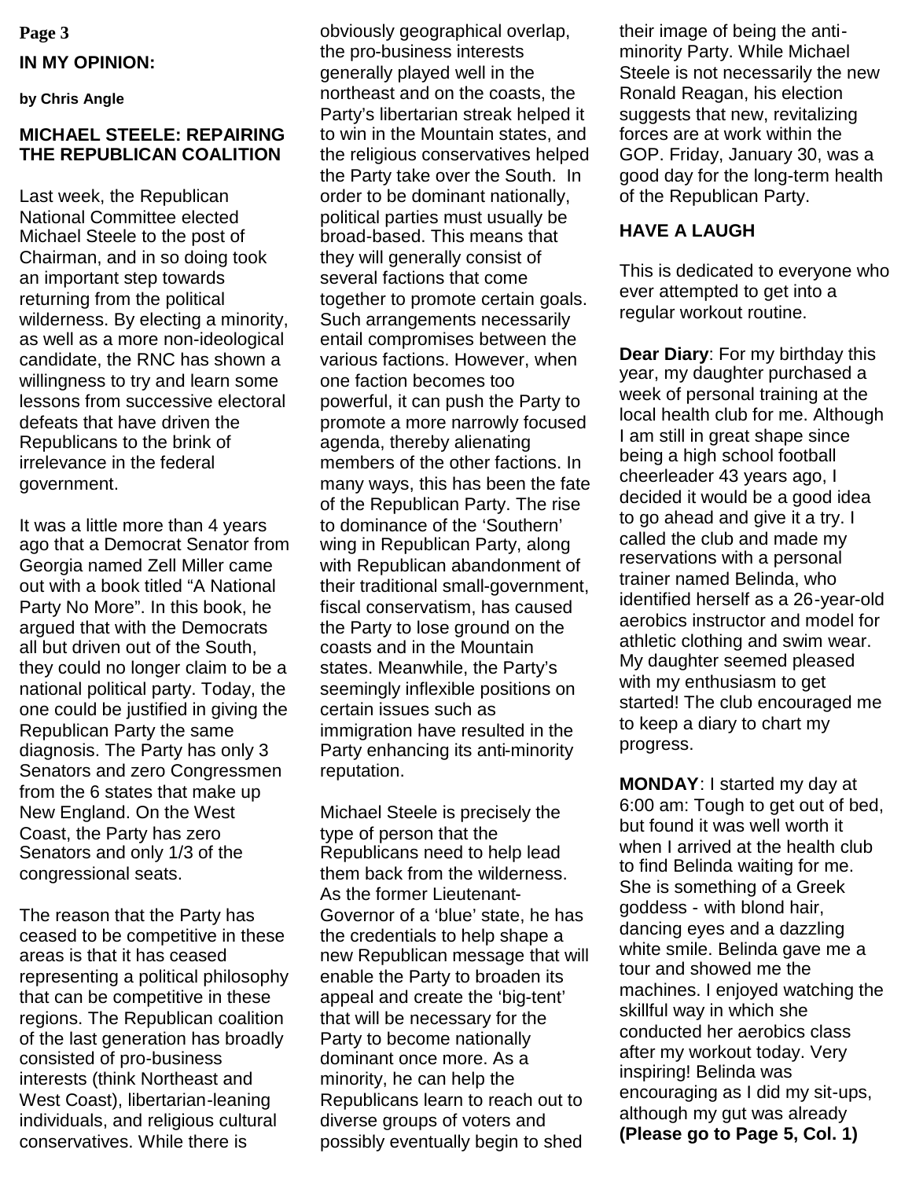## IN MY OPINION:

**by Chris Angle**

### MICHAEL STEELE: REPAIRING THE REPUBLICAN COALITION

Last week, the Republican National Committee elected Michael Steele to the post of Chairman, and in so doing took an important step towards returning from the political wilderness. By electing a minority, as well as a more non-ideological candidate, the RNC has shown a willingness to try and learn some lessons from successive electoral defeats that have driven the Republicans to the brink of irrelevance in the federal government.

It was a little more than 4 years ago that a Democrat Senator from Georgia named Zell Miller came out with a book titled "A National Party No More". In this book, he argued that with the Democrats all but driven out of the South, they could no longer claim to be a national political party. Today, the one could be justified in giving the Republican Party the same diagnosis. The Party has only 3 Senators and zero Congressmen from the 6 states that make up New England. On the West Coast, the Party has zero Senators and only 1/3 of the congressional seats.

The reason that the Party has ceased to be competitive in these areas is that it has ceased representing a political philosophy that can be competitive in these regions. The Republican coalition of the last generation has broadly consisted of pro-business interests (think Northeast and West Coast), libertarian-leaning individuals, and religious cultural conservatives. While there is obviously geographical overlap, the pro-business interests generally played well in the northeast and on the coasts, the Party's libertarian streak helped it to win in the Mountain states, and the religious conservatives helped the Party take over the South. In order to be dominant nationally, political parties must usually be broad-based. This means that they will generally consist of several factions that come together to promote certain goals. Such arrangements necessarily entail compromises between the various factions. However, when one faction becomes too powerful, it can push the Party to promote a more narrowly focused agenda, thereby alienating members of the other factions. In many ways, this has been the fate of the Republican Party. The rise to dominance of the 'Southern' wing in Republican Party, along with Republican abandonment of their traditional small-government, fiscal conservatism, has caused the Party to lose ground on the coasts and in the Mountain states. Meanwhile, the Party's seemingly inflexible positions on certain issues such as immigration have resulted in the Party enhancing its anti-minority reputation.

Michael Steele is precisely the type of person that the Republicans need to help lead them back from the wilderness. As the former Lieutenant-Governor of a 'blue' state, he has the credentials to help shape a new Republican message that will enable the Party to broaden its appeal and create the 'big-tent' that will be necessary for the Party to become nationally dominant once more. As a minority, he can help the Republicans learn to reach out to diverse groups of voters and possibly eventually begin to shed their image of being the anti-minority Party. While Michael Steele is not necessarily the new Ronald Reagan, his election suggests that new, revitalizing forces are at work within the GOP. Friday, January 30, was a good day for the long-term health of the Republican Party.

## HAVE A LAUGH

This is dedicated to everyone who ever attempted to get into a regular workout routine.

**Dear Diary**: For my birthday this year, my daughter purchased a week of personal training at the local health club for me. Although I am still in great shape since being a high school football cheerleader 43 years ago, I decided it would be a good idea to go ahead and give it a try. I called the club and made my reservations with a personal trainer named Belinda, who identified herself as a 26-year-old aerobics instructor and model for athletic clothing and swim wear. My daughter seemed pleased with my enthusiasm to get started! The club encouraged me to keep a diary to chart my progress.

**MONDAY**: I started my day at 6:00 am: Tough to get out of bed, but found it was well worth it when I arrived at the health club to find Belinda waiting for me. She is something of a Greek goddess - with blond hair, dancing eyes and a dazzling white smile. Belinda gave me a tour and showed me the machines. I enjoyed watching the skillful way in which she conducted her aerobics class after my workout today. Very inspiring! Belinda was encouraging as I did my sit-ups, although my gut was already **(Please go to Page 5, Col. 1)**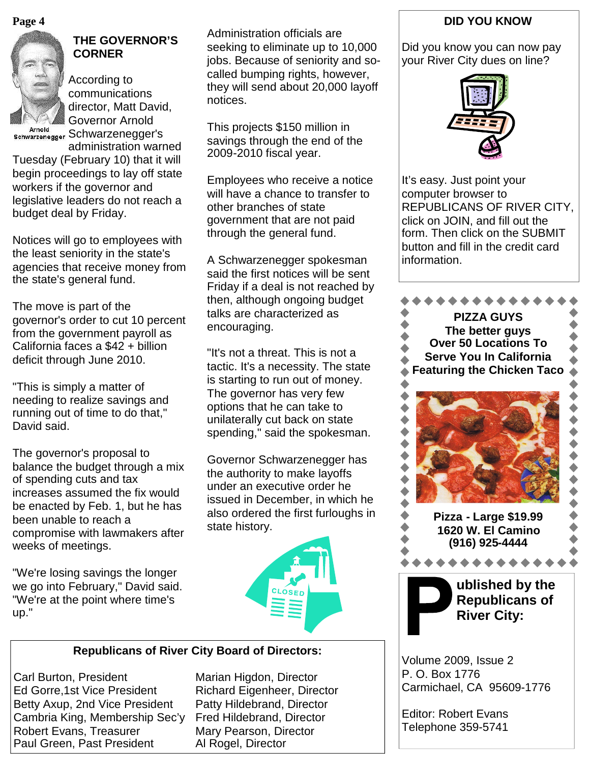## THE GOVERNOR'S CORNER

Arnold Schwarzenegger

According to communications director, Matt David, Governor Arnold Schwarzenegger's administration warned Tuesday (February 10) that it will begin proceedings to lay off state workers if the governor and legislative leaders do not reach a budget deal by Friday.

Notices will go to employees with the least seniority in the state's agencies that receive money from the state's general fund.

The move is part of the governor's order to cut 10 percent from the government payroll as California faces a $42 + billion deficit through June 2010.

"This is simply a matter of needing to realize savings and running out of time to do that," David said.

The governor's proposal to balance the budget through a mix of spending cuts and tax increases assumed the fix would be enacted by Feb. 1, but he has been unable to reach a compromise with lawmakers after weeks of meetings.

"We're losing savings the longer we go into February," David said. "We're at the point where time's up."

Administration officials are seeking to eliminate up to 10,000 jobs. Because of seniority and so-called bumping rights, however, they will send about 20,000 layoff notices.

This projects $150 million in savings through the end of the 2009-2010 fiscal year.

Employees who receive a notice will have a chance to transfer to other branches of state government that are not paid through the general fund.

A Schwarzenegger spokesman said the first notices will be sent Friday if a deal is not reached by then, although ongoing budget talks are characterized as encouraging.

"It's not a threat. This is not a tactic. It's a necessity. The state is starting to run out of money. The governor has very few options that he can take to unilaterally cut back on state spending," said the spokesman.

Governor Schwarzenegger has the authority to make layoffs under an executive order he issued in December, in which he also ordered the first furloughs in state history.

CLOSED

### Republicans of River City Board of Directors:

Carl Burton, President
Ed Gorre, 1st Vice President
Betty Axup, 2nd Vice President
Cambria King, Membership Sec'y
Robert Evans, Treasurer
Paul Green, Past President
Marian Higdon, Director
Richard Eigenheer, Director
Patty Hildebrand, Director
Fred Hildebrand, Director
Mary Pearson, Director
Al Rogel, Director

### DID YOU KNOW

Did you know you can now pay your River City dues on line?

It's easy. Just point your computer browser to REPUBLICANS OF RIVER CITY, click on JOIN, and fill out the form. Then click on the SUBMIT button and fill in the credit card information.

**PIZZA GUYS**
**The better guys**
**Over 50 Locations To Serve You In California**
**Featuring the Chicken Taco**

**Pizza - Large $19.99**
**1620 W. El Camino**
**(916) 925-4444**

**Published by the Republicans of River City:**

Volume 2009, Issue 2
P. O. Box 1776
Carmichael, CA 95609-1776

Editor: Robert Evans
Telephone 359-5741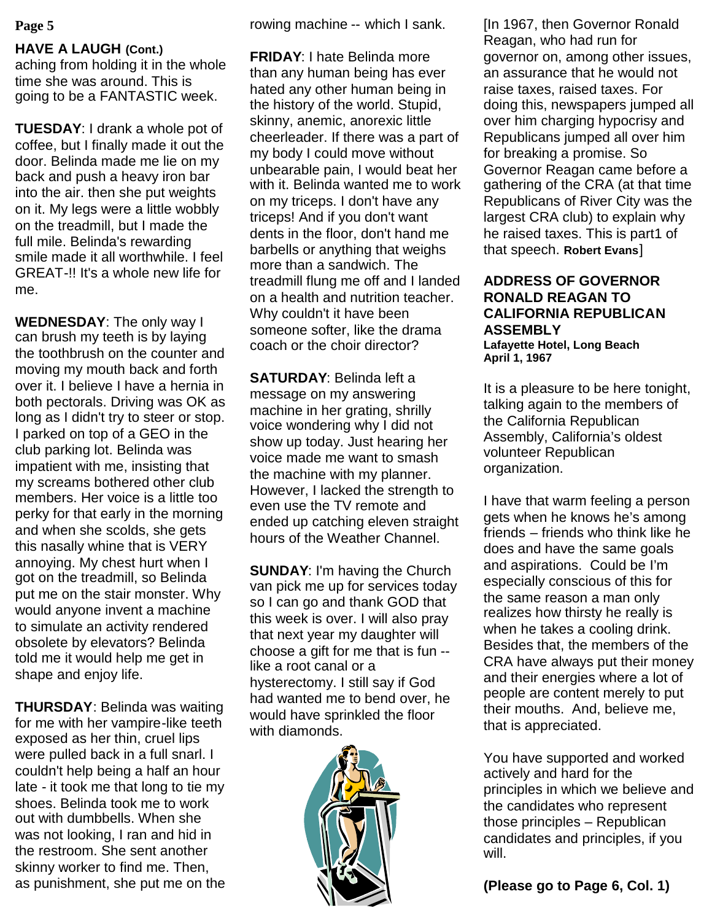## HAVE A LAUGH (Cont.)

aching from holding it in the whole time she was around. This is going to be a FANTASTIC week.

**TUESDAY**: I drank a whole pot of coffee, but I finally made it out the door. Belinda made me lie on my back and push a heavy iron bar into the air. then she put weights on it. My legs were a little wobbly on the treadmill, but I made the full mile. Belinda's rewarding smile made it all worthwhile. I feel GREAT-!! It's a whole new life for me.

**WEDNESDAY**: The only way I can brush my teeth is by laying the toothbrush on the counter and moving my mouth back and forth over it. I believe I have a hernia in both pectorals. Driving was OK as long as I didn't try to steer or stop. I parked on top of a GEO in the club parking lot. Belinda was impatient with me, insisting that my screams bothered other club members. Her voice is a little too perky for that early in the morning and when she scolds, she gets this nasally whine that is VERY annoying. My chest hurt when I got on the treadmill, so Belinda put me on the stair monster. Why would anyone invent a machine to simulate an activity rendered obsolete by elevators? Belinda told me it would help me get in shape and enjoy life.

**THURSDAY**: Belinda was waiting for me with her vampire-like teeth exposed as her thin, cruel lips were pulled back in a full snarl. I couldn't help being a half an hour late - it took me that long to tie my shoes. Belinda took me to work out with dumbbells. When she was not looking, I ran and hid in the restroom. She sent another skinny worker to find me. Then, as punishment, she put me on the rowing machine -- which I sank.

**FRIDAY**: I hate Belinda more than any human being has ever hated any other human being in the history of the world. Stupid, skinny, anemic, anorexic little cheerleader. If there was a part of my body I could move without unbearable pain, I would beat her with it. Belinda wanted me to work on my triceps. I don't have any triceps! And if you don't want dents in the floor, don't hand me barbells or anything that weighs more than a sandwich. The treadmill flung me off and I landed on a health and nutrition teacher. Why couldn't it have been someone softer, like the drama coach or the choir director?

**SATURDAY**: Belinda left a message on my answering machine in her grating, shrilly voice wondering why I did not show up today. Just hearing her voice made me want to smash the machine with my planner. However, I lacked the strength to even use the TV remote and ended up catching eleven straight hours of the Weather Channel.

**SUNDAY**: I'm having the Church van pick me up for services today so I can go and thank GOD that this week is over. I will also pray that next year my daughter will choose a gift for me that is fun -- like a root canal or a hysterectomy. I still say if God had wanted me to bend over, he would have sprinkled the floor with diamonds.

[In 1967, then Governor Ronald Reagan, who had run for governor on, among other issues, an assurance that he would not raise taxes, raised taxes. For doing this, newspapers jumped all over him charging hypocrisy and Republicans jumped all over him for breaking a promise. So Governor Reagan came before a gathering of the CRA (at that time Republicans of River City was the largest CRA club) to explain why he raised taxes. This is part1 of that speech. **Robert Evans**]

## ADDRESS OF GOVERNOR RONALD REAGAN TO CALIFORNIA REPUBLICAN ASSEMBLY

**Lafayette Hotel, Long Beach**
**April 1, 1967**

It is a pleasure to be here tonight, talking again to the members of the California Republican Assembly, California's oldest volunteer Republican organization.

I have that warm feeling a person gets when he knows he's among friends – friends who think like he does and have the same goals and aspirations. Could be I'm especially conscious of this for the same reason a man only realizes how thirsty he really is when he takes a cooling drink. Besides that, the members of the CRA have always put their money and their energies where a lot of people are content merely to put their mouths. And, believe me, that is appreciated.

You have supported and worked actively and hard for the principles in which we believe and the candidates who represent those principles – Republican candidates and principles, if you will.

**(Please go to Page 6, Col. 1)**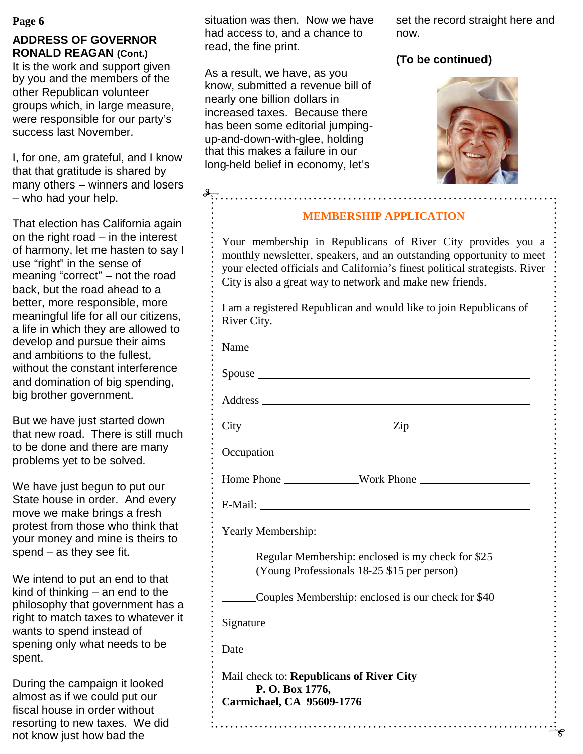## ADDRESS OF GOVERNOR RONALD REAGAN (Cont.)

It is the work and support given by you and the members of the other Republican volunteer groups which, in large measure, were responsible for our party's success last November.

I, for one, am grateful, and I know that that gratitude is shared by many others – winners and losers – who had your help.

That election has California again on the right road – in the interest of harmony, let me hasten to say I use "right" in the sense of meaning "correct" – not the road back, but the road ahead to a better, more responsible, more meaningful life for all our citizens, a life in which they are allowed to develop and pursue their aims and ambitions to the fullest, without the constant interference and domination of big spending, big brother government.

But we have just started down that new road. There is still much to be done and there are many problems yet to be solved.

We have just begun to put our State house in order. And every move we make brings a fresh protest from those who think that your money and mine is theirs to spend – as they see fit.

We intend to put an end to that kind of thinking – an end to the philosophy that government has a right to match taxes to whatever it wants to spend instead of spening only what needs to be spent.

During the campaign it looked almost as if we could put our fiscal house in order without resorting to new taxes. We did not know just how bad the situation was then. Now we have had access to, and a chance to read, the fine print.

As a result, we have, as you know, submitted a revenue bill of nearly one billion dollars in increased taxes. Because there has been some editorial jumping-up-and-down-with-glee, holding that this makes a failure in our long-held belief in economy, let's set the record straight here and now.

**(To be continued)**

### MEMBERSHIP APPLICATION

Your membership in Republicans of River City provides you a monthly newsletter, speakers, and an outstanding opportunity to meet your elected officials and California's finest political strategists. River City is also a great way to network and make new friends.

I am a registered Republican and would like to join Republicans of River City.

Name ______________________

Spouse ______________________

Address ______________________

City ______________ Zip ______________

Occupation ______________________

Home Phone ______________ Work Phone ______________

E-Mail: ______________________

Yearly Membership:

\_\_\_\_\_Regular Membership: enclosed is my check for $25
(Young Professionals 18-25 $15 per person)

\_\_\_\_\_Couples Membership: enclosed is our check for $40

Signature ______________________

Date ______________________

Mail check to: **Republicans of River City**
**P. O. Box 1776,**
**Carmichael, CA 95609-1776**